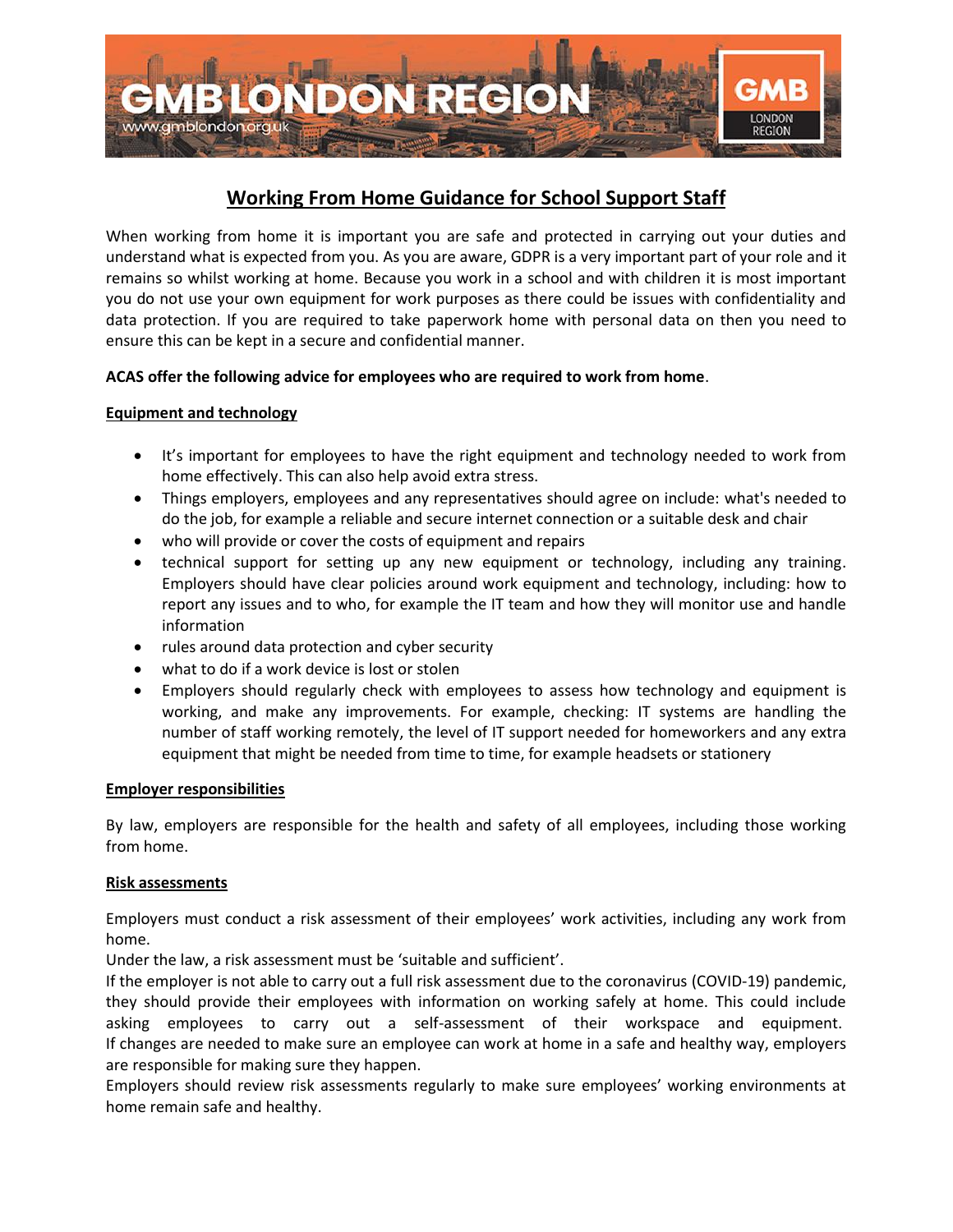# GMB LONDON REGION

www.gmblondon.org.uk

GMB LONDON REGION

## Working From Home Guidance for School Support Staff

When working from home it is important you are safe and protected in carrying out your duties and understand what is expected from you. As you are aware, GDPR is a very important part of your role and it remains so whilst working at home. Because you work in a school and with children it is most important you do not use your own equipment for work purposes as there could be issues with confidentiality and data protection. If you are required to take paperwork home with personal data on then you need to ensure this can be kept in a secure and confidential manner.

**ACAS offer the following advice for employees who are required to work from home**.

### Equipment and technology

- It's important for employees to have the right equipment and technology needed to work from home effectively. This can also help avoid extra stress.
- Things employers, employees and any representatives should agree on include: what's needed to do the job, for example a reliable and secure internet connection or a suitable desk and chair
- who will provide or cover the costs of equipment and repairs
- technical support for setting up any new equipment or technology, including any training. Employers should have clear policies around work equipment and technology, including: how to report any issues and to who, for example the IT team and how they will monitor use and handle information
- rules around data protection and cyber security
- what to do if a work device is lost or stolen
- Employers should regularly check with employees to assess how technology and equipment is working, and make any improvements. For example, checking: IT systems are handling the number of staff working remotely, the level of IT support needed for homeworkers and any extra equipment that might be needed from time to time, for example headsets or stationery

### Employer responsibilities

By law, employers are responsible for the health and safety of all employees, including those working from home.

### Risk assessments

Employers must conduct a risk assessment of their employees' work activities, including any work from home.
Under the law, a risk assessment must be 'suitable and sufficient'.
If the employer is not able to carry out a full risk assessment due to the coronavirus (COVID-19) pandemic, they should provide their employees with information on working safely at home. This could include asking employees to carry out a self-assessment of their workspace and equipment.
If changes are needed to make sure an employee can work at home in a safe and healthy way, employers are responsible for making sure they happen.
Employers should review risk assessments regularly to make sure employees' working environments at home remain safe and healthy.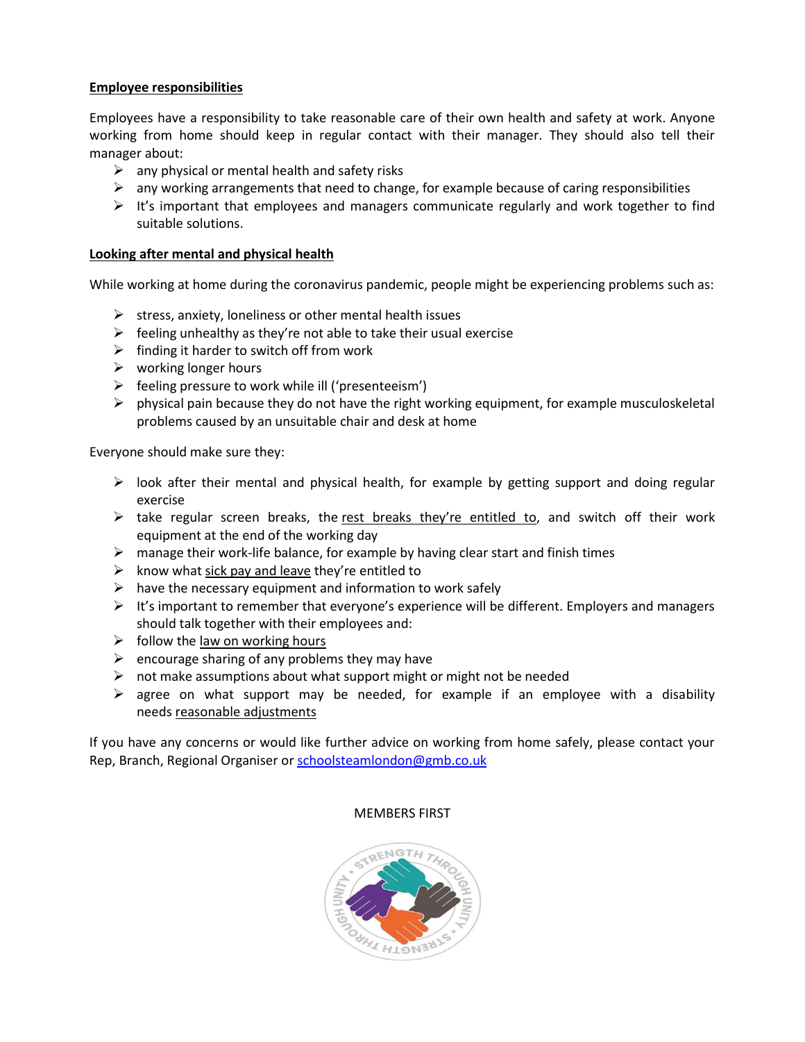**Employee responsibilities**

Employees have a responsibility to take reasonable care of their own health and safety at work. Anyone working from home should keep in regular contact with their manager. They should also tell their manager about:

- any physical or mental health and safety risks
- any working arrangements that need to change, for example because of caring responsibilities
- It's important that employees and managers communicate regularly and work together to find suitable solutions.

**Looking after mental and physical health**

While working at home during the coronavirus pandemic, people might be experiencing problems such as:

- stress, anxiety, loneliness or other mental health issues
- feeling unhealthy as they're not able to take their usual exercise
- finding it harder to switch off from work
- working longer hours
- feeling pressure to work while ill ('presenteeism')
- physical pain because they do not have the right working equipment, for example musculoskeletal problems caused by an unsuitable chair and desk at home

Everyone should make sure they:

- look after their mental and physical health, for example by getting support and doing regular exercise
- take regular screen breaks, the rest breaks they're entitled to, and switch off their work equipment at the end of the working day
- manage their work-life balance, for example by having clear start and finish times
- know what sick pay and leave they're entitled to
- have the necessary equipment and information to work safely
- It's important to remember that everyone's experience will be different. Employers and managers should talk together with their employees and:
- follow the law on working hours
- encourage sharing of any problems they may have
- not make assumptions about what support might or might not be needed
- agree on what support may be needed, for example if an employee with a disability needs reasonable adjustments

If you have any concerns or would like further advice on working from home safely, please contact your Rep, Branch, Regional Organiser or schoolsteamlondon@gmb.co.uk

MEMBERS FIRST